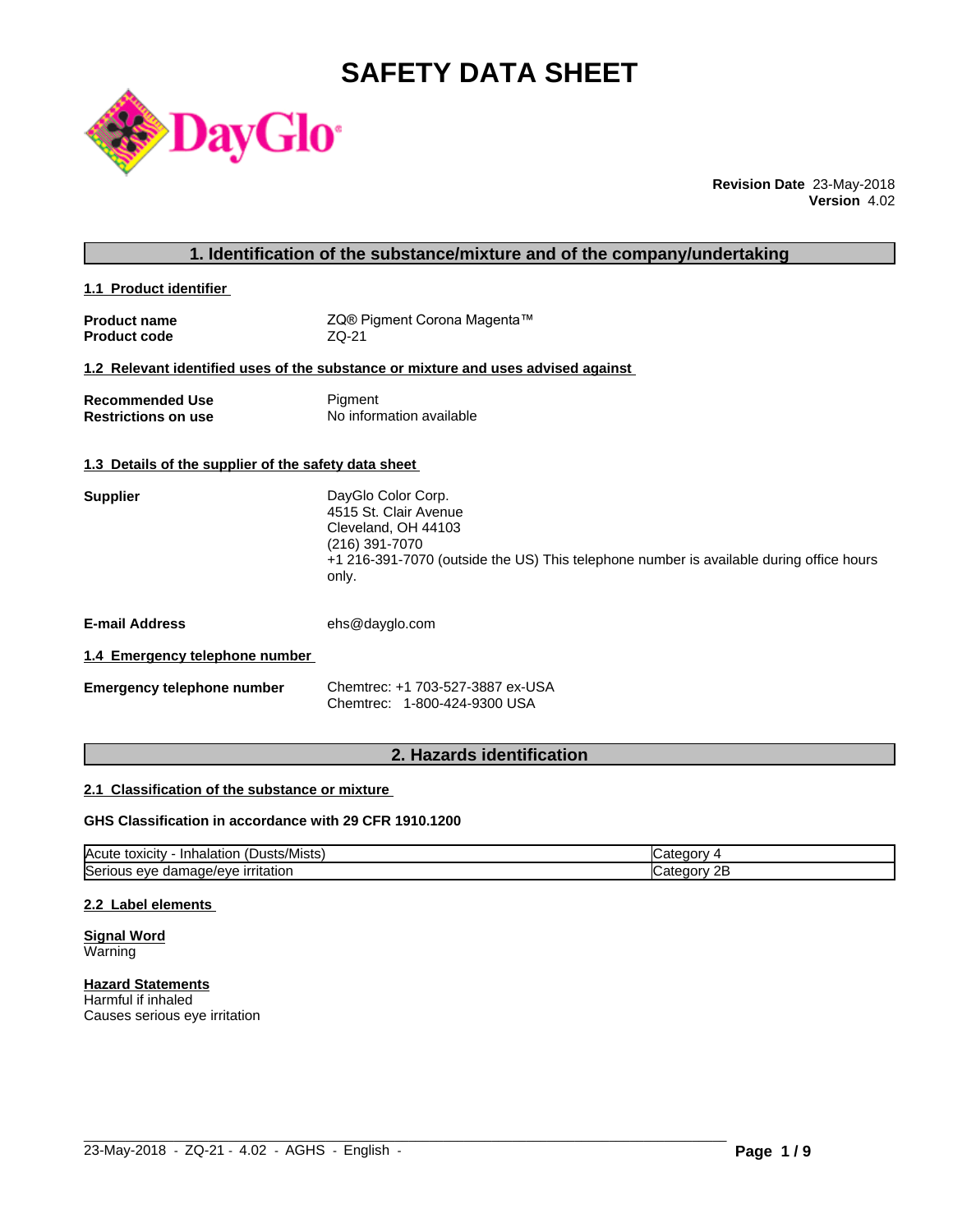# SAFETY DATA SHEET

**Revision Date** 23-May-2018
**Version** 4.02

## 1. Identification of the substance/mixture and of the company/undertaking

### 1.1 Product identifier

**Product name** ZQ® Pigment Corona Magenta™
**Product code** ZQ-21

### 1.2 Relevant identified uses of the substance or mixture and uses advised against

**Recommended Use** Pigment
**Restrictions on use** No information available

### 1.3 Details of the supplier of the safety data sheet

**Supplier**
DayGlo Color Corp.
4515 St. Clair Avenue
Cleveland, OH 44103
(216) 391-7070
+1 216-391-7070 (outside the US) This telephone number is available during office hours only.

**E-mail Address** ehs@dayglo.com

### 1.4 Emergency telephone number

**Emergency telephone number**
Chemtrec: +1 703-527-3887 ex-USA
Chemtrec: 1-800-424-9300 USA

## 2. Hazards identification

### 2.1 Classification of the substance or mixture

**GHS Classification in accordance with 29 CFR 1910.1200**

| Hazard class | Category |
|---|---|
| Acute toxicity - Inhalation (Dusts/Mists) | Category 4 |
| Serious eye damage/eye irritation | Category 2B |

### 2.2 Label elements

**Signal Word**
Warning

**Hazard Statements**
Harmful if inhaled
Causes serious eye irritation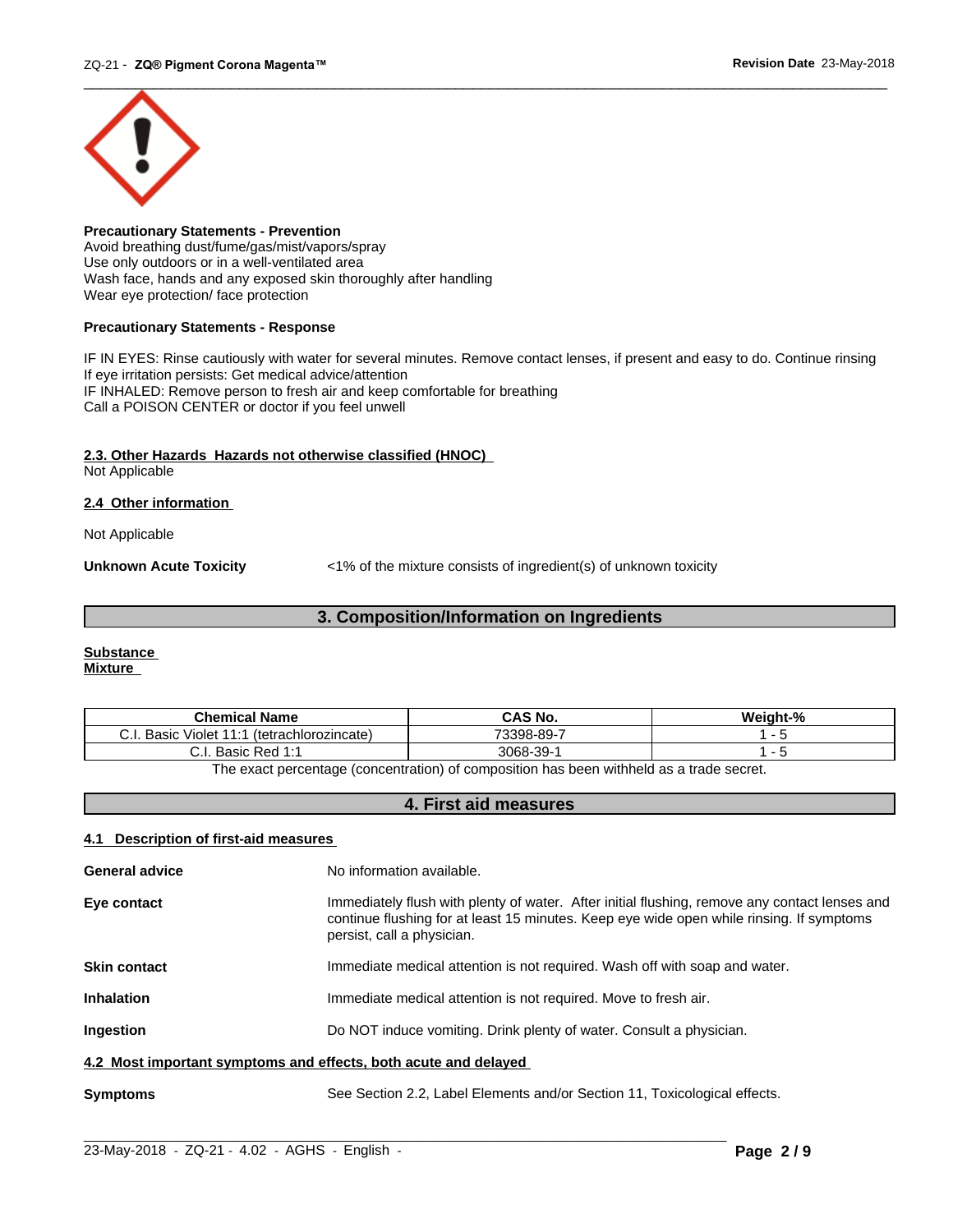**Precautionary Statements - Prevention**
Avoid breathing dust/fume/gas/mist/vapors/spray
Use only outdoors or in a well-ventilated area
Wash face, hands and any exposed skin thoroughly after handling
Wear eye protection/ face protection

**Precautionary Statements - Response**

IF IN EYES: Rinse cautiously with water for several minutes. Remove contact lenses, if present and easy to do. Continue rinsing
If eye irritation persists: Get medical advice/attention
IF INHALED: Remove person to fresh air and keep comfortable for breathing
Call a POISON CENTER or doctor if you feel unwell

### 2.3. Other Hazards  Hazards not otherwise classified (HNOC)
Not Applicable

### 2.4  Other information

Not Applicable

**Unknown Acute Toxicity** <1% of the mixture consists of ingredient(s) of unknown toxicity

## 3. Composition/Information on Ingredients

**Substance**
**Mixture**

| Chemical Name | CAS No. | Weight-% |
|---|---|---|
| C.I. Basic Violet 11:1 (tetrachlorozincate) | 73398-89-7 | 1 - 5 |
| C.I. Basic Red 1:1 | 3068-39-1 | 1 - 5 |

The exact percentage (concentration) of composition has been withheld as a trade secret.

## 4. First aid measures

### 4.1  Description of first-aid measures

**General advice** No information available.

**Eye contact** Immediately flush with plenty of water. After initial flushing, remove any contact lenses and continue flushing for at least 15 minutes. Keep eye wide open while rinsing. If symptoms persist, call a physician.

**Skin contact** Immediate medical attention is not required. Wash off with soap and water.

**Inhalation** Immediate medical attention is not required. Move to fresh air.

**Ingestion** Do NOT induce vomiting. Drink plenty of water. Consult a physician.

### 4.2  Most important symptoms and effects, both acute and delayed

**Symptoms** See Section 2.2, Label Elements and/or Section 11, Toxicological effects.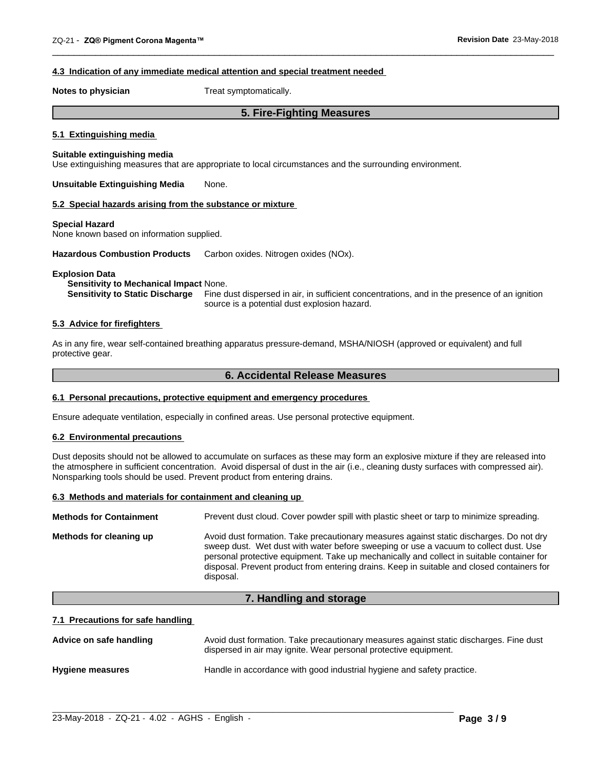#### 4.3 Indication of any immediate medical attention and special treatment needed

**Notes to physician** Treat symptomatically.

## 5. Fire-Fighting Measures

#### 5.1 Extinguishing media

**Suitable extinguishing media**
Use extinguishing measures that are appropriate to local circumstances and the surrounding environment.

**Unsuitable Extinguishing Media** None.

#### 5.2 Special hazards arising from the substance or mixture

**Special Hazard**
None known based on information supplied.

**Hazardous Combustion Products** Carbon oxides. Nitrogen oxides (NOx).

**Explosion Data**
**Sensitivity to Mechanical Impact** None.
**Sensitivity to Static Discharge** Fine dust dispersed in air, in sufficient concentrations, and in the presence of an ignition source is a potential dust explosion hazard.

#### 5.3 Advice for firefighters

As in any fire, wear self-contained breathing apparatus pressure-demand, MSHA/NIOSH (approved or equivalent) and full protective gear.

## 6. Accidental Release Measures

#### 6.1 Personal precautions, protective equipment and emergency procedures

Ensure adequate ventilation, especially in confined areas. Use personal protective equipment.

#### 6.2 Environmental precautions

Dust deposits should not be allowed to accumulate on surfaces as these may form an explosive mixture if they are released into the atmosphere in sufficient concentration. Avoid dispersal of dust in the air (i.e., cleaning dusty surfaces with compressed air). Nonsparking tools should be used. Prevent product from entering drains.

#### 6.3 Methods and materials for containment and cleaning up

**Methods for Containment** Prevent dust cloud. Cover powder spill with plastic sheet or tarp to minimize spreading.

**Methods for cleaning up** Avoid dust formation. Take precautionary measures against static discharges. Do not dry sweep dust. Wet dust with water before sweeping or use a vacuum to collect dust. Use personal protective equipment. Take up mechanically and collect in suitable container for disposal. Prevent product from entering drains. Keep in suitable and closed containers for disposal.

## 7. Handling and storage

#### 7.1 Precautions for safe handling

**Advice on safe handling** Avoid dust formation. Take precautionary measures against static discharges. Fine dust dispersed in air may ignite. Wear personal protective equipment.

**Hygiene measures** Handle in accordance with good industrial hygiene and safety practice.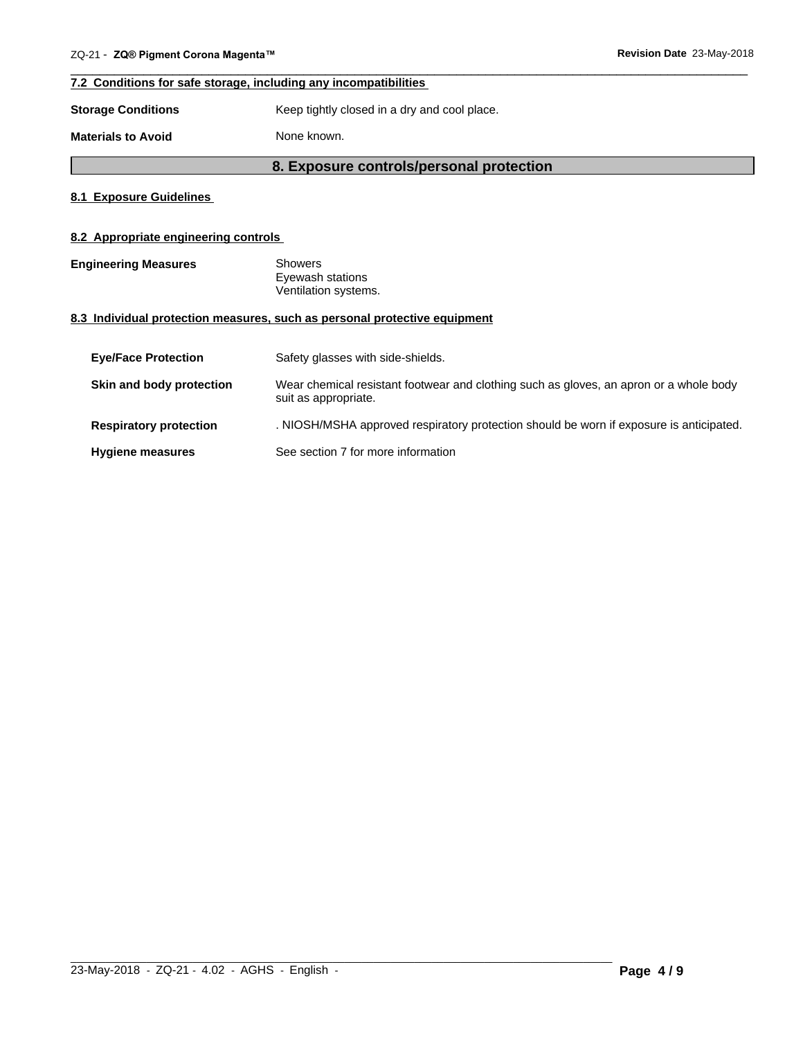### 7.2 Conditions for safe storage, including any incompatibilities

**Storage Conditions** Keep tightly closed in a dry and cool place.

**Materials to Avoid** None known.

## 8. Exposure controls/personal protection

### 8.1 Exposure Guidelines

### 8.2 Appropriate engineering controls

**Engineering Measures** Showers
Eyewash stations
Ventilation systems.

### 8.3 Individual protection measures, such as personal protective equipment

**Eye/Face Protection** Safety glasses with side-shields.

**Skin and body protection** Wear chemical resistant footwear and clothing such as gloves, an apron or a whole body suit as appropriate.

**Respiratory protection** . NIOSH/MSHA approved respiratory protection should be worn if exposure is anticipated.

**Hygiene measures** See section 7 for more information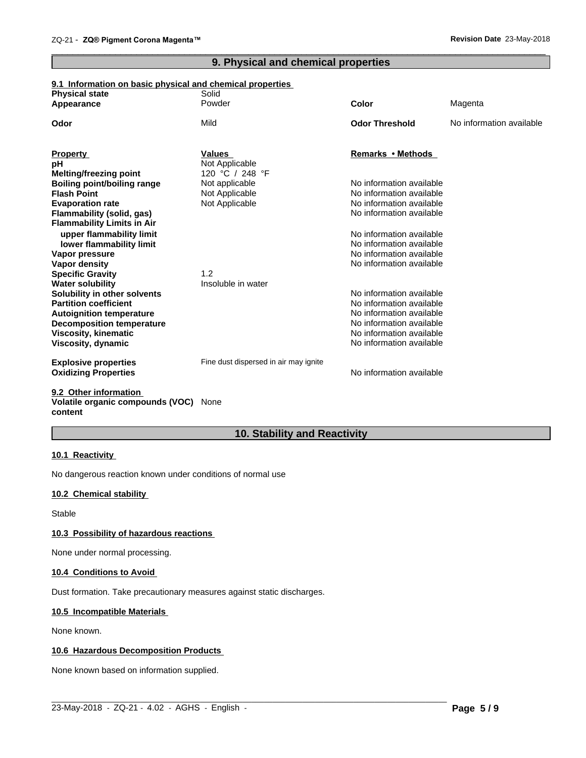## 9. Physical and chemical properties

### 9.1 Information on basic physical and chemical properties

| | | | |
|---|---|---|---|
| **Physical state** | Solid | | |
| **Appearance** | Powder | **Color** | Magenta |
| **Odor** | Mild | **Odor Threshold** | No information available |

| **Property** | **Values** | **Remarks • Methods** |
|---|---|---|
| **pH** | Not Applicable | |
| **Melting/freezing point** | 120 °C / 248 °F | |
| **Boiling point/boiling range** | Not applicable | No information available |
| **Flash Point** | Not Applicable | No information available |
| **Evaporation rate** | Not Applicable | No information available |
| **Flammability (solid, gas)** | | No information available |
| **Flammability Limits in Air** | | |
| **upper flammability limit** | | No information available |
| **lower flammability limit** | | No information available |
| **Vapor pressure** | | No information available |
| **Vapor density** | | No information available |
| **Specific Gravity** | 1.2 | |
| **Water solubility** | Insoluble in water | |
| **Solubility in other solvents** | | No information available |
| **Partition coefficient** | | No information available |
| **Autoignition temperature** | | No information available |
| **Decomposition temperature** | | No information available |
| **Viscosity, kinematic** | | No information available |
| **Viscosity, dynamic** | | No information available |
| **Explosive properties** | Fine dust dispersed in air may ignite | |
| **Oxidizing Properties** | | No information available |

### 9.2 Other information

**Volatile organic compounds (VOC) content** None

## 10. Stability and Reactivity

### 10.1 Reactivity

No dangerous reaction known under conditions of normal use

### 10.2 Chemical stability

Stable

### 10.3 Possibility of hazardous reactions

None under normal processing.

### 10.4 Conditions to Avoid

Dust formation. Take precautionary measures against static discharges.

### 10.5 Incompatible Materials

None known.

### 10.6 Hazardous Decomposition Products

None known based on information supplied.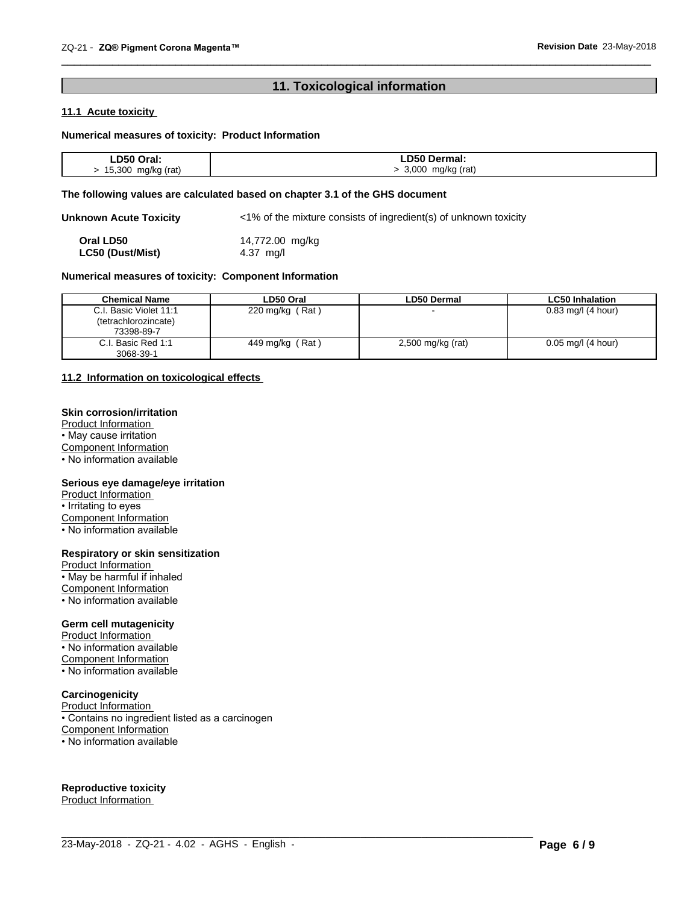## 11. Toxicological information

### 11.1 Acute toxicity

**Numerical measures of toxicity: Product Information**

| LD50 Oral: | LD50 Dermal: |
|---|---|
| > 15,300 mg/kg (rat) | > 3,000 mg/kg (rat) |

**The following values are calculated based on chapter 3.1 of the GHS document**

**Unknown Acute Toxicity** <1% of the mixture consists of ingredient(s) of unknown toxicity

**Oral LD50** 14,772.00 mg/kg
**LC50 (Dust/Mist)** 4.37 mg/l

**Numerical measures of toxicity: Component Information**

| Chemical Name | LD50 Oral | LD50 Dermal | LC50 Inhalation |
|---|---|---|---|
| C.I. Basic Violet 11:1 (tetrachlorozincate) 73398-89-7 | 220 mg/kg ( Rat ) | - | 0.83 mg/l (4 hour) |
| C.I. Basic Red 1:1 3068-39-1 | 449 mg/kg ( Rat ) | 2,500 mg/kg (rat) | 0.05 mg/l (4 hour) |

### 11.2 Information on toxicological effects

**Skin corrosion/irritation**
Product Information
• May cause irritation
Component Information
• No information available

**Serious eye damage/eye irritation**
Product Information
• Irritating to eyes
Component Information
• No information available

**Respiratory or skin sensitization**
Product Information
• May be harmful if inhaled
Component Information
• No information available

**Germ cell mutagenicity**
Product Information
• No information available
Component Information
• No information available

**Carcinogenicity**
Product Information
• Contains no ingredient listed as a carcinogen
Component Information
• No information available

**Reproductive toxicity**
Product Information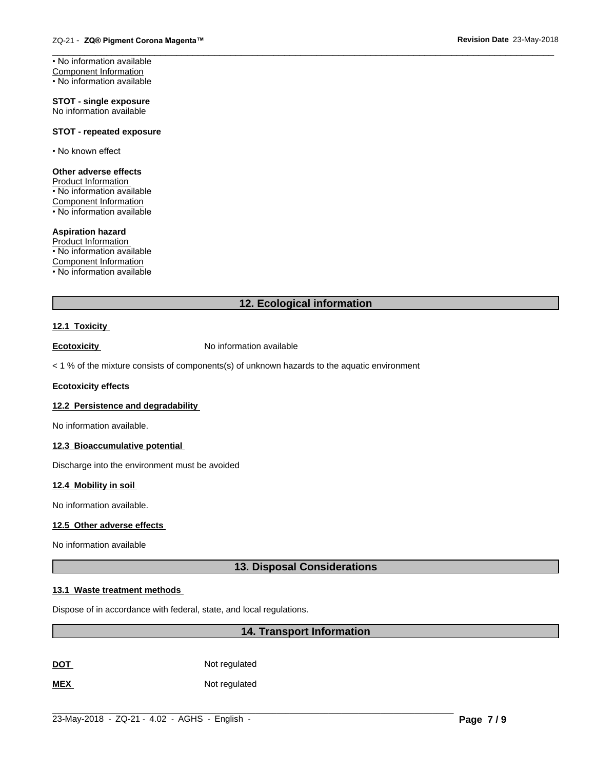• No information available

Component Information

• No information available

**STOT - single exposure**

No information available

**STOT - repeated exposure**

• No known effect

**Other adverse effects**

Product Information

• No information available

Component Information

• No information available

**Aspiration hazard**

Product Information

• No information available

Component Information

• No information available

## 12. Ecological information

### 12.1 Toxicity

**Ecotoxicity** No information available

< 1 % of the mixture consists of components(s) of unknown hazards to the aquatic environment

**Ecotoxicity effects**

### 12.2 Persistence and degradability

No information available.

### 12.3 Bioaccumulative potential

Discharge into the environment must be avoided

### 12.4 Mobility in soil

No information available.

### 12.5 Other adverse effects

No information available

## 13. Disposal Considerations

### 13.1 Waste treatment methods

Dispose of in accordance with federal, state, and local regulations.

## 14. Transport Information

**DOT** Not regulated

**MEX** Not regulated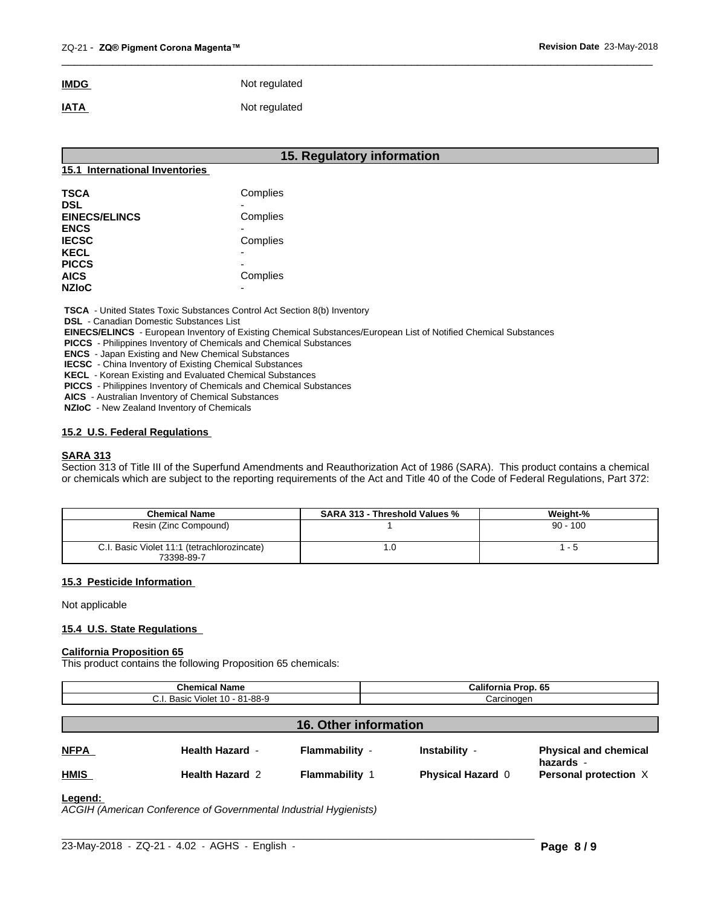**IMDG** Not regulated

**IATA** Not regulated

## 15. Regulatory information

### 15.1 International Inventories

| | |
|---|---|
| **TSCA** | Complies |
| **DSL** | - |
| **EINECS/ELINCS** | Complies |
| **ENCS** | - |
| **IECSC** | Complies |
| **KECL** | - |
| **PICCS** | - |
| **AICS** | Complies |
| **NZIoC** | - |

**TSCA** - United States Toxic Substances Control Act Section 8(b) Inventory
**DSL** - Canadian Domestic Substances List
**EINECS/ELINCS** - European Inventory of Existing Chemical Substances/European List of Notified Chemical Substances
**PICCS** - Philippines Inventory of Chemicals and Chemical Substances
**ENCS** - Japan Existing and New Chemical Substances
**IECSC** - China Inventory of Existing Chemical Substances
**KECL** - Korean Existing and Evaluated Chemical Substances
**PICCS** - Philippines Inventory of Chemicals and Chemical Substances
**AICS** - Australian Inventory of Chemical Substances
**NZIoC** - New Zealand Inventory of Chemicals

### 15.2 U.S. Federal Regulations

**SARA 313**

Section 313 of Title III of the Superfund Amendments and Reauthorization Act of 1986 (SARA). This product contains a chemical or chemicals which are subject to the reporting requirements of the Act and Title 40 of the Code of Federal Regulations, Part 372:

| Chemical Name | SARA 313 - Threshold Values % | Weight-% |
|---|---|---|
| Resin (Zinc Compound) | 1 | 90 - 100 |
| C.I. Basic Violet 11:1 (tetrachlorozincate) 73398-89-7 | 1.0 | 1 - 5 |

### 15.3 Pesticide Information

Not applicable

### 15.4 U.S. State Regulations

**California Proposition 65**

This product contains the following Proposition 65 chemicals:

| Chemical Name | California Prop. 65 |
|---|---|
| C.I. Basic Violet 10 - 81-88-9 | Carcinogen |

## 16. Other information

| | | | | |
|---|---|---|---|---|
| **NFPA** | **Health Hazard** - | **Flammability** - | **Instability** - | **Physical and chemical hazards** - |
| **HMIS** | **Health Hazard** 2 | **Flammability** 1 | **Physical Hazard** 0 | **Personal protection** X |

**Legend:**

*ACGIH (American Conference of Governmental Industrial Hygienists)*

23-May-2018 - ZQ-21 - 4.02 - AGHS - English -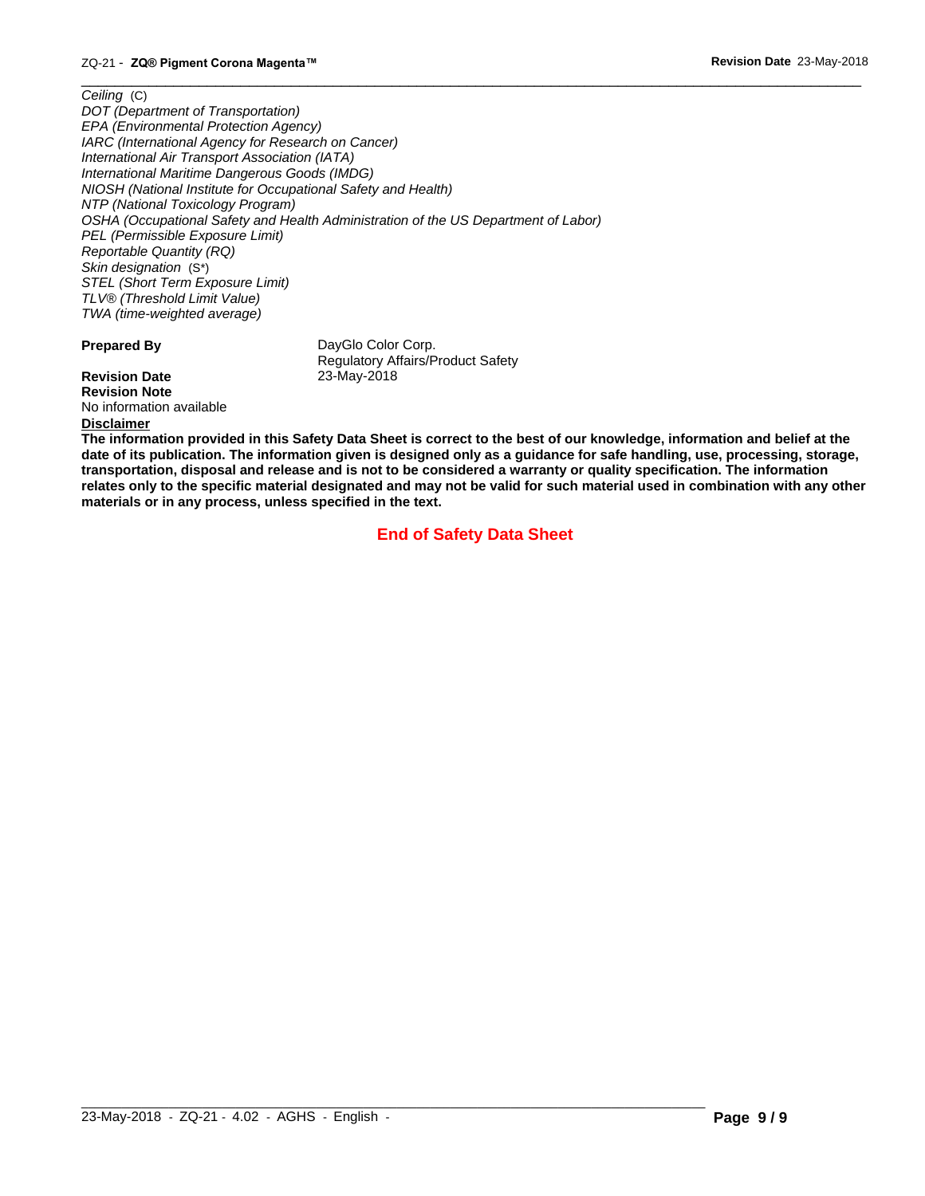*Ceiling* (C)
*DOT (Department of Transportation)*
*EPA (Environmental Protection Agency)*
*IARC (International Agency for Research on Cancer)*
*International Air Transport Association (IATA)*
*International Maritime Dangerous Goods (IMDG)*
*NIOSH (National Institute for Occupational Safety and Health)*
*NTP (National Toxicology Program)*
*OSHA (Occupational Safety and Health Administration of the US Department of Labor)*
*PEL (Permissible Exposure Limit)*
*Reportable Quantity (RQ)*
*Skin designation* (S*)
*STEL (Short Term Exposure Limit)*
*TLV® (Threshold Limit Value)*
*TWA (time-weighted average)*

**Prepared By** DayGlo Color Corp.
Regulatory Affairs/Product Safety

**Revision Date** 23-May-2018

**Revision Note**

No information available

**Disclaimer**

**The information provided in this Safety Data Sheet is correct to the best of our knowledge, information and belief at the date of its publication. The information given is designed only as a guidance for safe handling, use, processing, storage, transportation, disposal and release and is not to be considered a warranty or quality specification. The information relates only to the specific material designated and may not be valid for such material used in combination with any other materials or in any process, unless specified in the text.**

**End of Safety Data Sheet**